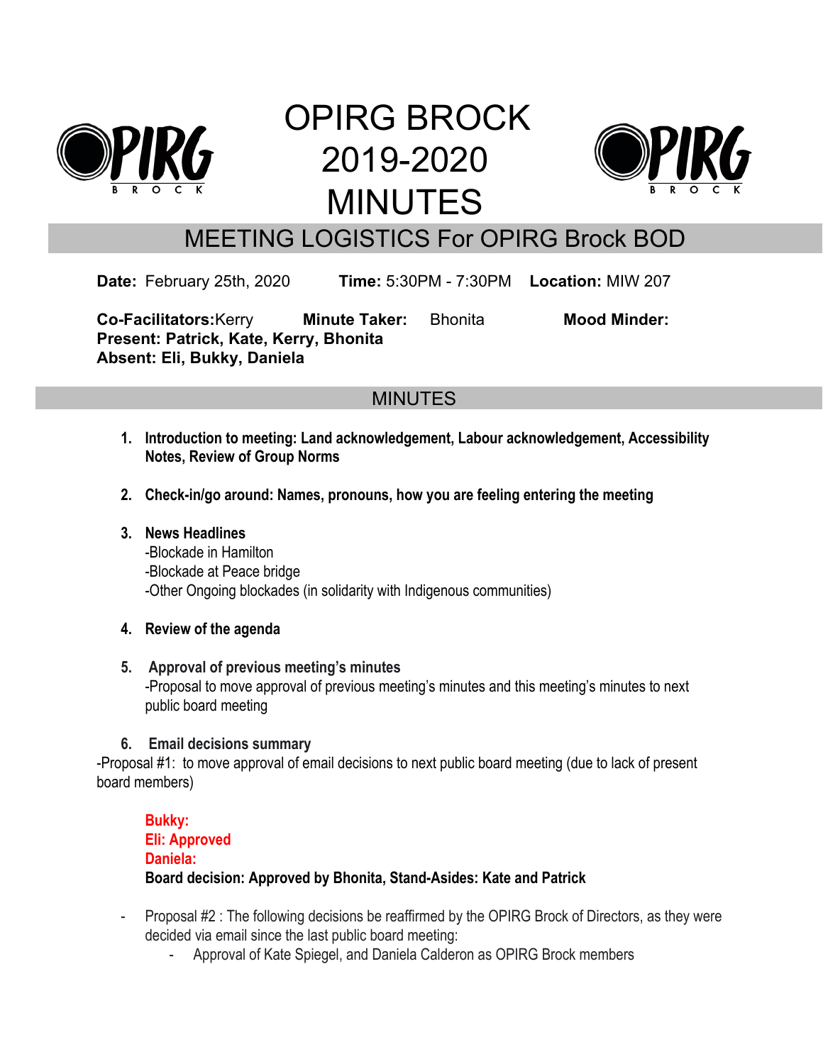# OPIRG BROCK 2019-2020 MINUTES

## MEETING LOGISTICS For OPIRG Brock BOD

**Date:** February 25th, 2020 **Time:** 5:30PM - 7:30PM **Location:** MIW 207

**Co-Facilitators:** Kerry **Minute Taker:** Bhonita **Mood Minder:**
**Present: Patrick, Kate, Kerry, Bhonita**
**Absent: Eli, Bukky, Daniela**

## MINUTES

1. **Introduction to meeting: Land acknowledgement, Labour acknowledgement, Accessibility Notes, Review of Group Norms**

2. **Check-in/go around: Names, pronouns, how you are feeling entering the meeting**

3. **News Headlines**
   -Blockade in Hamilton
   -Blockade at Peace bridge
   -Other Ongoing blockades (in solidarity with Indigenous communities)

4. **Review of the agenda**

5. **Approval of previous meeting's minutes**
   -Proposal to move approval of previous meeting's minutes and this meeting's minutes to next public board meeting

6. **Email decisions summary**

-Proposal #1: to move approval of email decisions to next public board meeting (due to lack of present board members)

**Bukky:**
**Eli: Approved**
**Daniela:**
**Board decision: Approved by Bhonita, Stand-Asides: Kate and Patrick**

- Proposal #2 : The following decisions be reaffirmed by the OPIRG Brock of Directors, as they were decided via email since the last public board meeting:
  - Approval of Kate Spiegel, and Daniela Calderon as OPIRG Brock members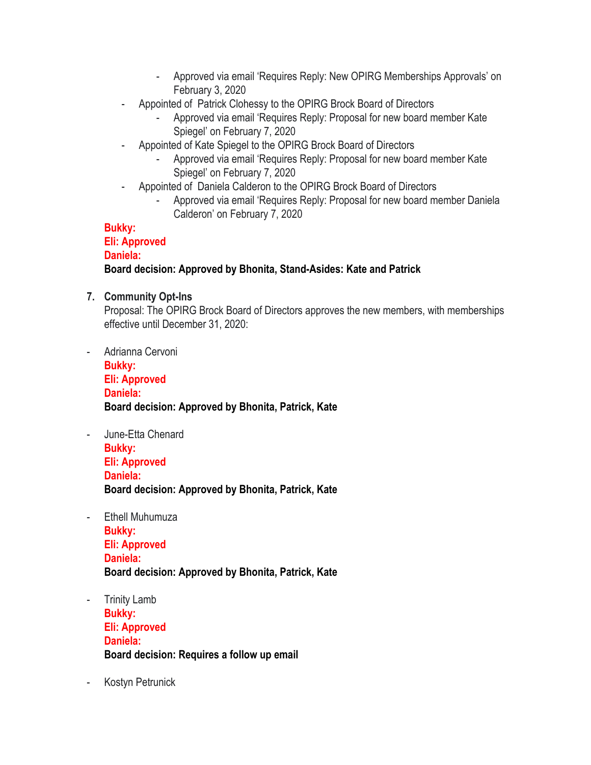- Approved via email 'Requires Reply: New OPIRG Memberships Approvals' on February 3, 2020
- Appointed of Patrick Clohessy to the OPIRG Brock Board of Directors
    - Approved via email 'Requires Reply: Proposal for new board member Kate Spiegel' on February 7, 2020
- Appointed of Kate Spiegel to the OPIRG Brock Board of Directors
    - Approved via email 'Requires Reply: Proposal for new board member Kate Spiegel' on February 7, 2020
- Appointed of Daniela Calderon to the OPIRG Brock Board of Directors
    - Approved via email 'Requires Reply: Proposal for new board member Daniela Calderon' on February 7, 2020

**Bukky:**
**Eli: Approved**
**Daniela:**
**Board decision: Approved by Bhonita, Stand-Asides: Kate and Patrick**

7. **Community Opt-Ins**
   Proposal: The OPIRG Brock Board of Directors approves the new members, with memberships effective until December 31, 2020:

- Adrianna Cervoni
  **Bukky:**
  **Eli: Approved**
  **Daniela:**
  **Board decision: Approved by Bhonita, Patrick, Kate**

- June-Etta Chenard
  **Bukky:**
  **Eli: Approved**
  **Daniela:**
  **Board decision: Approved by Bhonita, Patrick, Kate**

- Ethell Muhumuza
  **Bukky:**
  **Eli: Approved**
  **Daniela:**
  **Board decision: Approved by Bhonita, Patrick, Kate**

- Trinity Lamb
  **Bukky:**
  **Eli: Approved**
  **Daniela:**
  **Board decision: Requires a follow up email**

- Kostyn Petrunick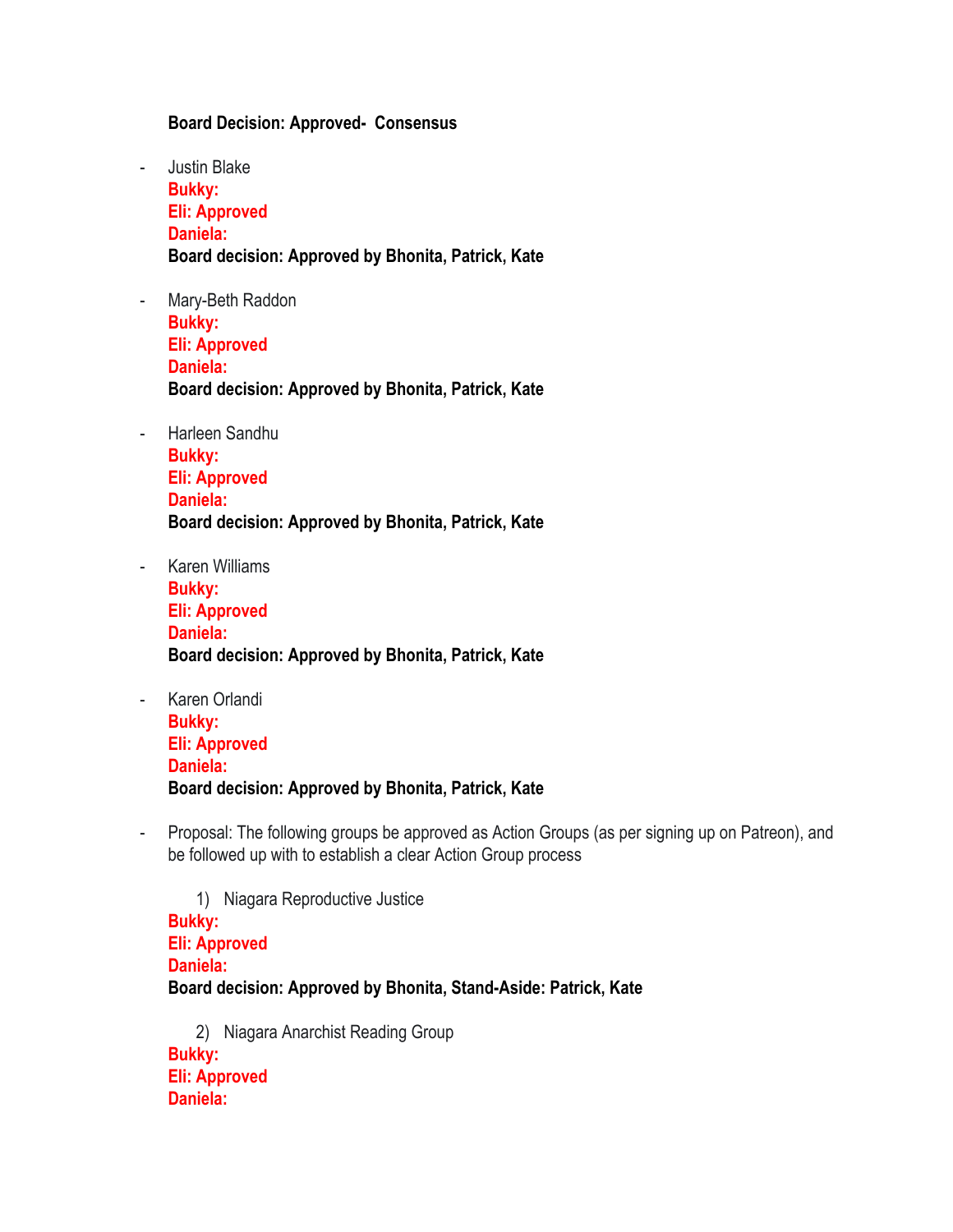**Board Decision: Approved- Consensus**

- Justin Blake
  **Bukky:**
  **Eli: Approved**
  **Daniela:**
  **Board decision: Approved by Bhonita, Patrick, Kate**

- Mary-Beth Raddon
  **Bukky:**
  **Eli: Approved**
  **Daniela:**
  **Board decision: Approved by Bhonita, Patrick, Kate**

- Harleen Sandhu
  **Bukky:**
  **Eli: Approved**
  **Daniela:**
  **Board decision: Approved by Bhonita, Patrick, Kate**

- Karen Williams
  **Bukky:**
  **Eli: Approved**
  **Daniela:**
  **Board decision: Approved by Bhonita, Patrick, Kate**

- Karen Orlandi
  **Bukky:**
  **Eli: Approved**
  **Daniela:**
  **Board decision: Approved by Bhonita, Patrick, Kate**

- Proposal: The following groups be approved as Action Groups (as per signing up on Patreon), and be followed up with to establish a clear Action Group process

  1) Niagara Reproductive Justice

  **Bukky:**
  **Eli: Approved**
  **Daniela:**
  **Board decision: Approved by Bhonita, Stand-Aside: Patrick, Kate**

  2) Niagara Anarchist Reading Group

  **Bukky:**
  **Eli: Approved**
  **Daniela:**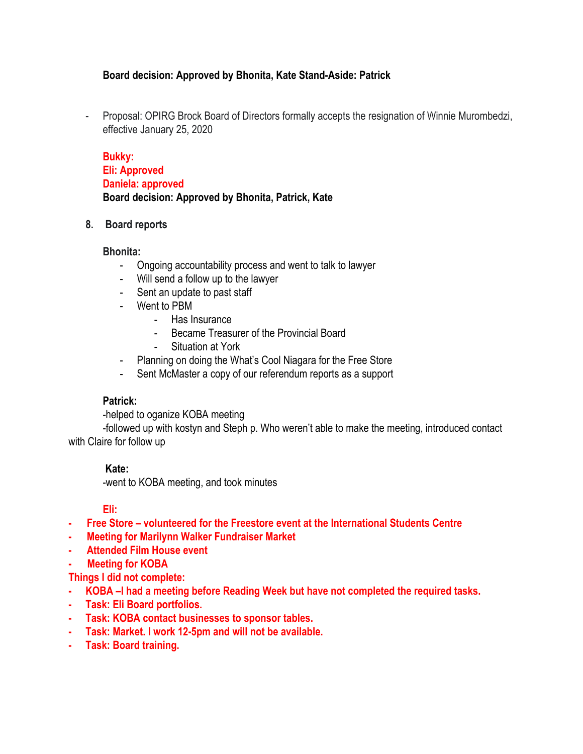**Board decision: Approved by Bhonita, Kate Stand-Aside: Patrick**

- Proposal: OPIRG Brock Board of Directors formally accepts the resignation of Winnie Murombedzi, effective January 25, 2020

  **Bukky:**
  **Eli: Approved**
  **Daniela: approved**
  **Board decision: Approved by Bhonita, Patrick, Kate**

8. **Board reports**

**Bhonita:**
- Ongoing accountability process and went to talk to lawyer
- Will send a follow up to the lawyer
- Sent an update to past staff
- Went to PBM
  - Has Insurance
  - Became Treasurer of the Provincial Board
  - Situation at York
- Planning on doing the What's Cool Niagara for the Free Store
- Sent McMaster a copy of our referendum reports as a support

**Patrick:**
-helped to oganize KOBA meeting
-followed up with kostyn and Steph p. Who weren't able to make the meeting, introduced contact with Claire for follow up

**Kate:**
-went to KOBA meeting, and took minutes

**Eli:**
- **Free Store – volunteered for the Freestore event at the International Students Centre**
- **Meeting for Marilynn Walker Fundraiser Market**
- **Attended Film House event**
- **Meeting for KOBA**

**Things I did not complete:**
- **KOBA –I had a meeting before Reading Week but have not completed the required tasks.**
- **Task: Eli Board portfolios.**
- **Task: KOBA contact businesses to sponsor tables.**
- **Task: Market. I work 12-5pm and will not be available.**
- **Task: Board training.**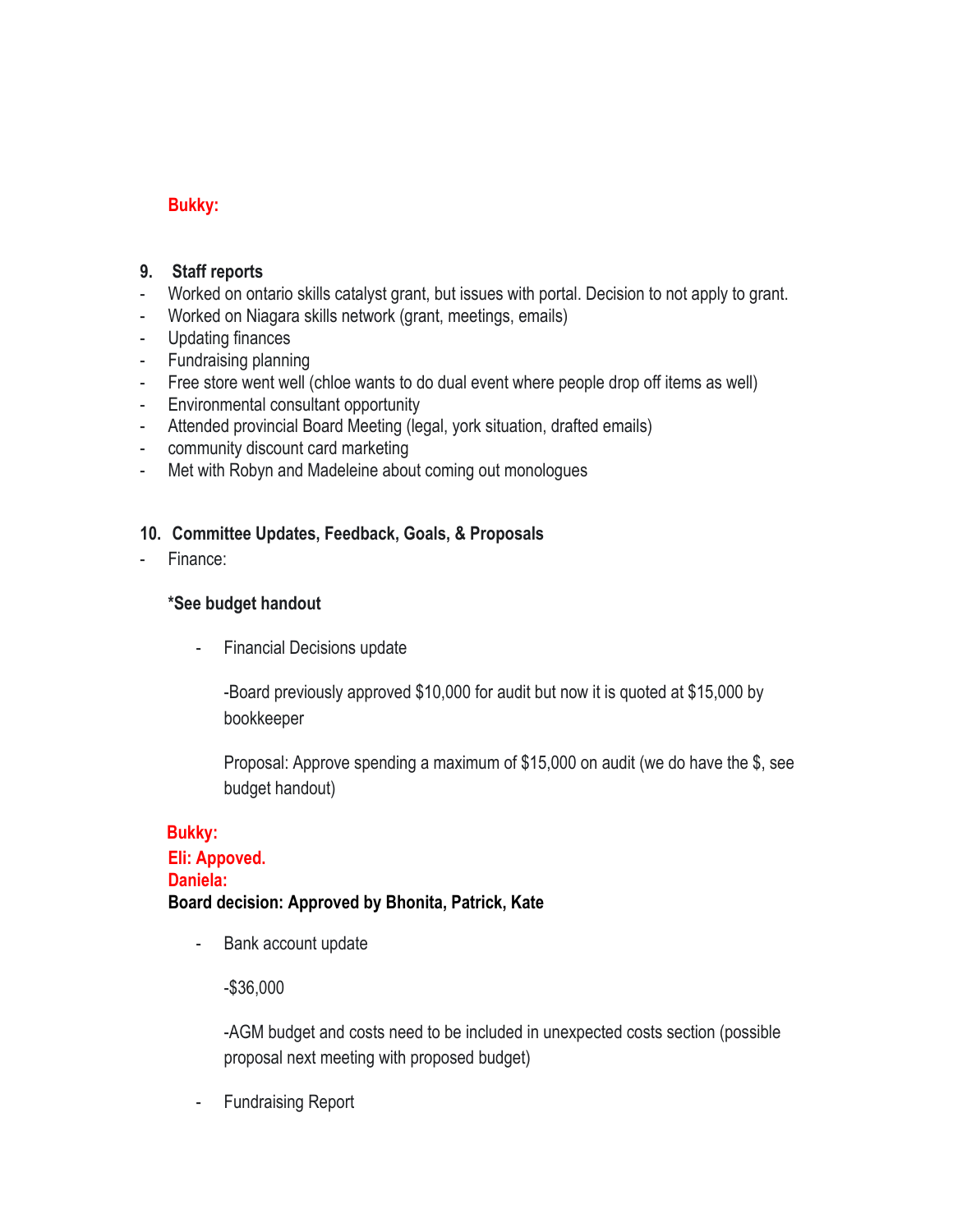**Bukky:**

**9. Staff reports**

- Worked on ontario skills catalyst grant, but issues with portal. Decision to not apply to grant.
- Worked on Niagara skills network (grant, meetings, emails)
- Updating finances
- Fundraising planning
- Free store went well (chloe wants to do dual event where people drop off items as well)
- Environmental consultant opportunity
- Attended provincial Board Meeting (legal, york situation, drafted emails)
- community discount card marketing
- Met with Robyn and Madeleine about coming out monologues

**10. Committee Updates, Feedback, Goals, & Proposals**

- Finance:

  ***See budget handout**

  - Financial Decisions update

    -Board previously approved $10,000 for audit but now it is quoted at $15,000 by bookkeeper

    Proposal: Approve spending a maximum of $15,000 on audit (we do have the $, see budget handout)

  **Bukky:**
  **Eli: Appoved.**
  **Daniela:**
  **Board decision: Approved by Bhonita, Patrick, Kate**

  - Bank account update

    -$36,000

    -AGM budget and costs need to be included in unexpected costs section (possible proposal next meeting with proposed budget)

  - Fundraising Report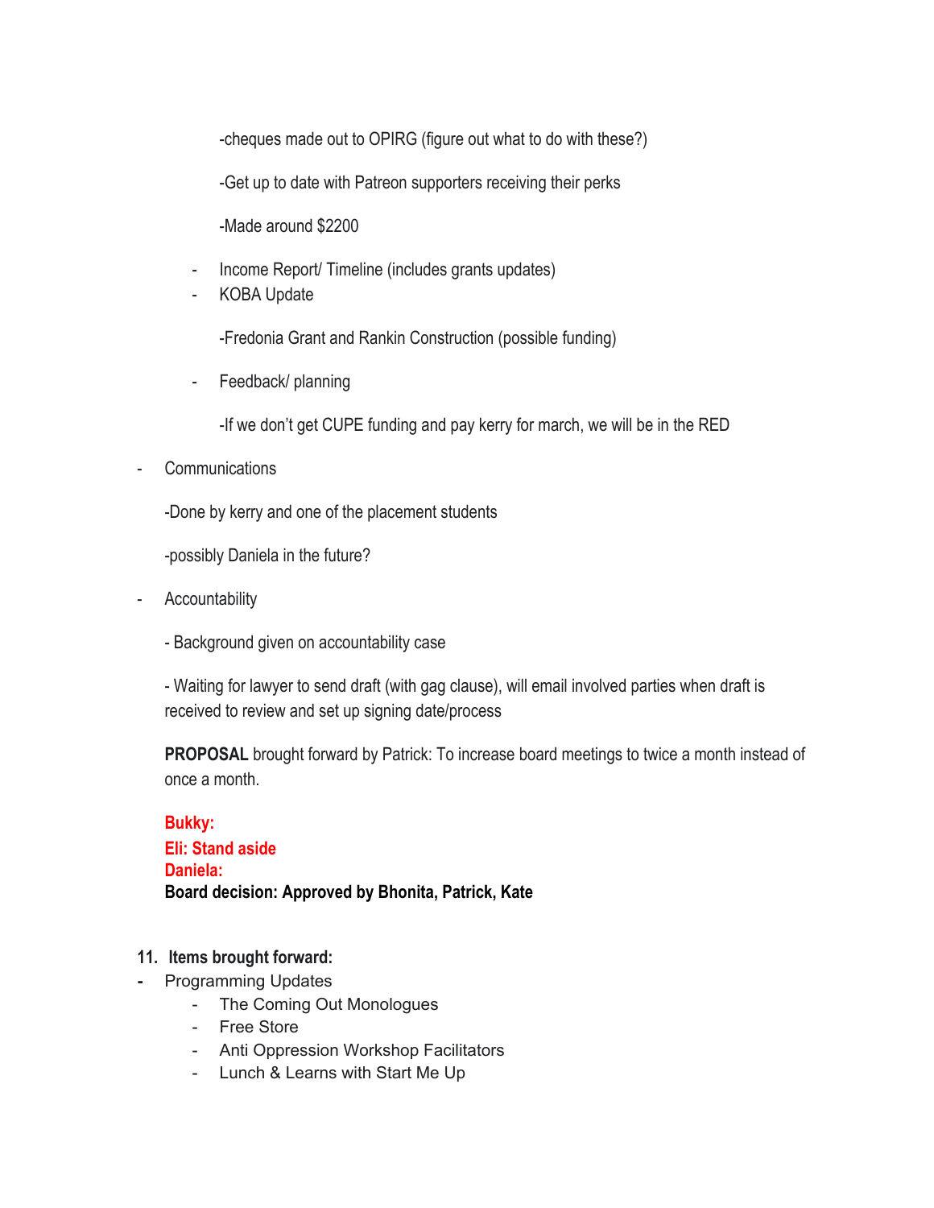-cheques made out to OPIRG (figure out what to do with these?)

-Get up to date with Patreon supporters receiving their perks

-Made around $2200

- Income Report/ Timeline (includes grants updates)
- KOBA Update

  -Fredonia Grant and Rankin Construction (possible funding)

- Feedback/ planning

  -If we don't get CUPE funding and pay kerry for march, we will be in the RED

- Communications

  -Done by kerry and one of the placement students

  -possibly Daniela in the future?

- Accountability

  - Background given on accountability case

  - Waiting for lawyer to send draft (with gag clause), will email involved parties when draft is received to review and set up signing date/process

  **PROPOSAL** brought forward by Patrick: To increase board meetings to twice a month instead of once a month.

  **Bukky:**
  **Eli: Stand aside**
  **Daniela:**
  **Board decision: Approved by Bhonita, Patrick, Kate**

**11. Items brought forward:**

- Programming Updates
  - The Coming Out Monologues
  - Free Store
  - Anti Oppression Workshop Facilitators
  - Lunch & Learns with Start Me Up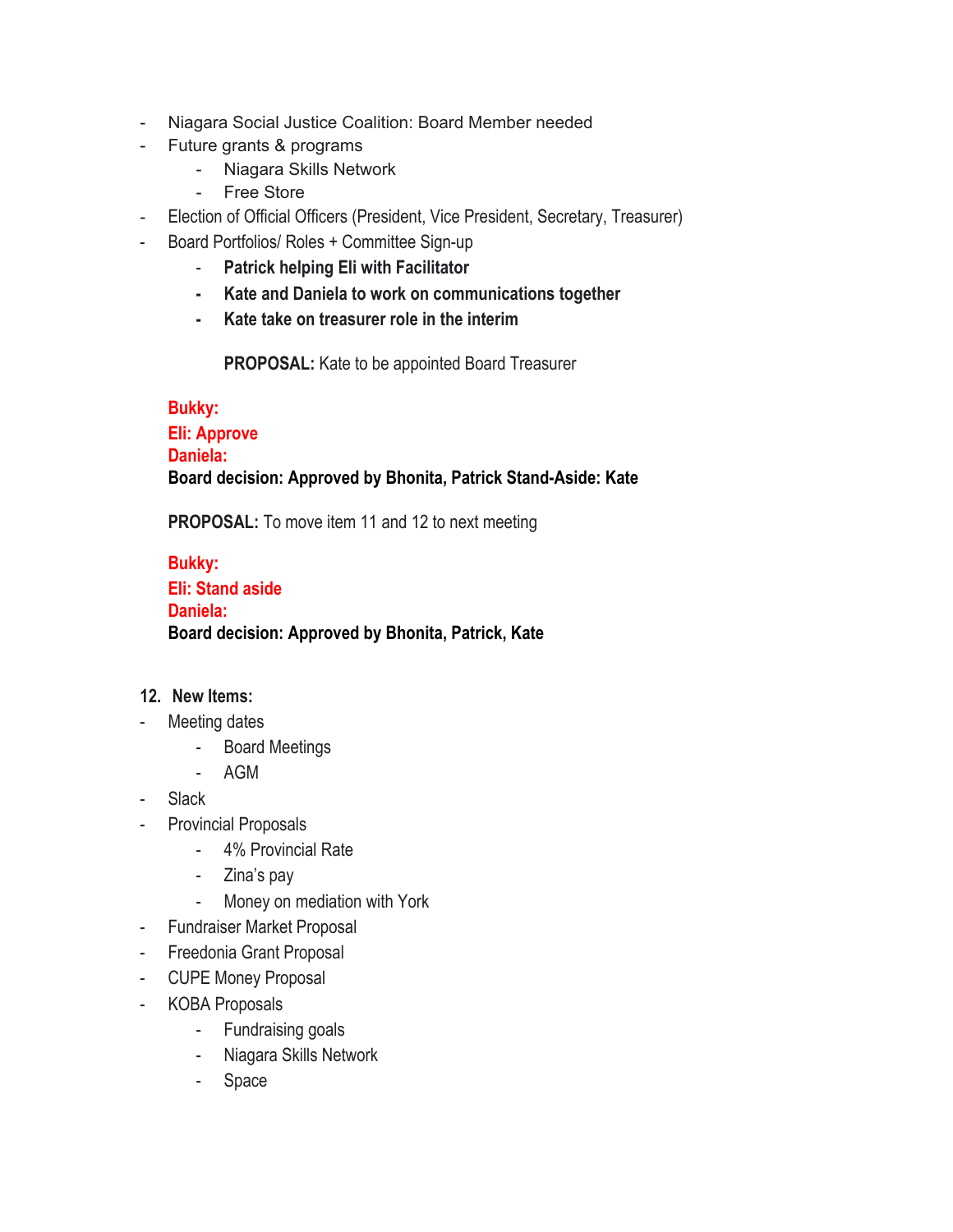- Niagara Social Justice Coalition: Board Member needed
- Future grants & programs
  - Niagara Skills Network
  - Free Store
- Election of Official Officers (President, Vice President, Secretary, Treasurer)
- Board Portfolios/ Roles + Committee Sign-up
  - **Patrick helping Eli with Facilitator**
  - **Kate and Daniela to work on communications together**
  - **Kate take on treasurer role in the interim**

    **PROPOSAL:** Kate to be appointed Board Treasurer

**Bukky:**
**Eli: Approve**
**Daniela:**
**Board decision: Approved by Bhonita, Patrick Stand-Aside: Kate**

**PROPOSAL:** To move item 11 and 12 to next meeting

**Bukky:**
**Eli: Stand aside**
**Daniela:**
**Board decision: Approved by Bhonita, Patrick, Kate**

**12. New Items:**

- Meeting dates
  - Board Meetings
  - AGM
- Slack
- Provincial Proposals
  - 4% Provincial Rate
  - Zina's pay
  - Money on mediation with York
- Fundraiser Market Proposal
- Freedonia Grant Proposal
- CUPE Money Proposal
- KOBA Proposals
  - Fundraising goals
  - Niagara Skills Network
  - Space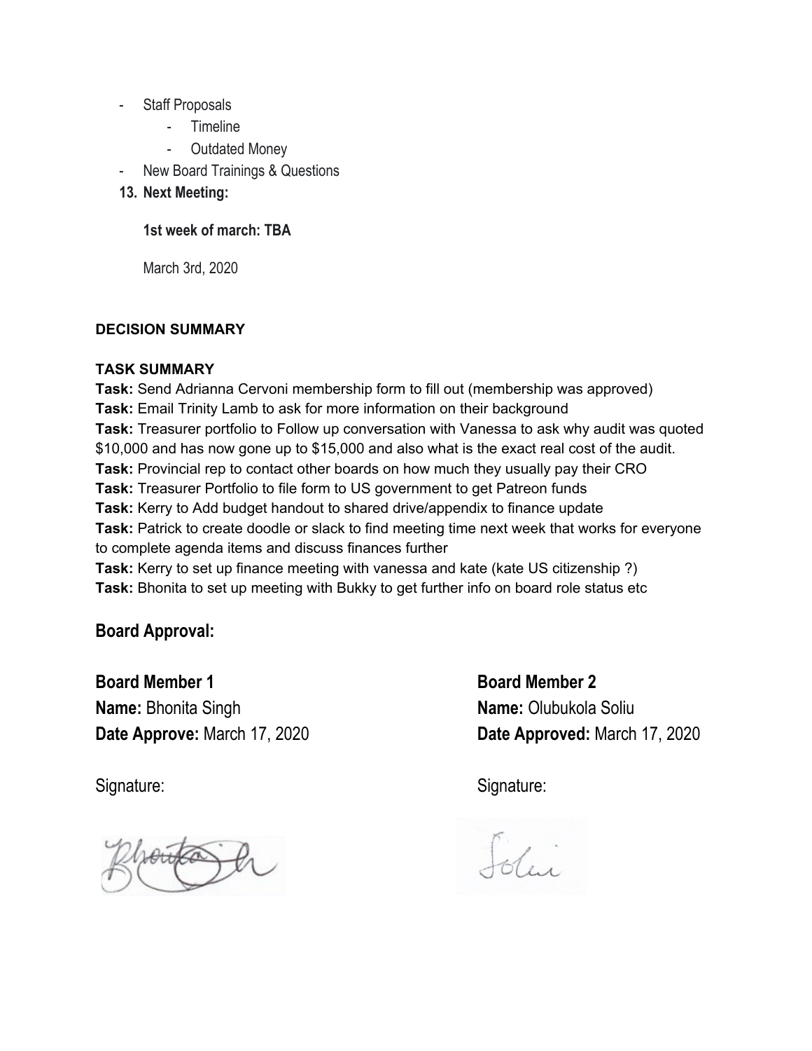- Staff Proposals
    - Timeline
    - Outdated Money
- New Board Trainings & Questions

13. **Next Meeting:**

    **1st week of march: TBA**

    March 3rd, 2020

**DECISION SUMMARY**

**TASK SUMMARY**

**Task:** Send Adrianna Cervoni membership form to fill out (membership was approved)
**Task:** Email Trinity Lamb to ask for more information on their background
**Task:** Treasurer portfolio to Follow up conversation with Vanessa to ask why audit was quoted $10,000 and has now gone up to $15,000 and also what is the exact real cost of the audit.
**Task:** Provincial rep to contact other boards on how much they usually pay their CRO
**Task:** Treasurer Portfolio to file form to US government to get Patreon funds
**Task:** Kerry to Add budget handout to shared drive/appendix to finance update
**Task:** Patrick to create doodle or slack to find meeting time next week that works for everyone to complete agenda items and discuss finances further
**Task:** Kerry to set up finance meeting with vanessa and kate (kate US citizenship ?)
**Task:** Bhonita to set up meeting with Bukky to get further info on board role status etc

## Board Approval:

**Board Member 1**
**Name:** Bhonita Singh
**Date Approve:** March 17, 2020

Signature:

**Board Member 2**
**Name:** Olubukola Soliu
**Date Approved:** March 17, 2020

Signature: